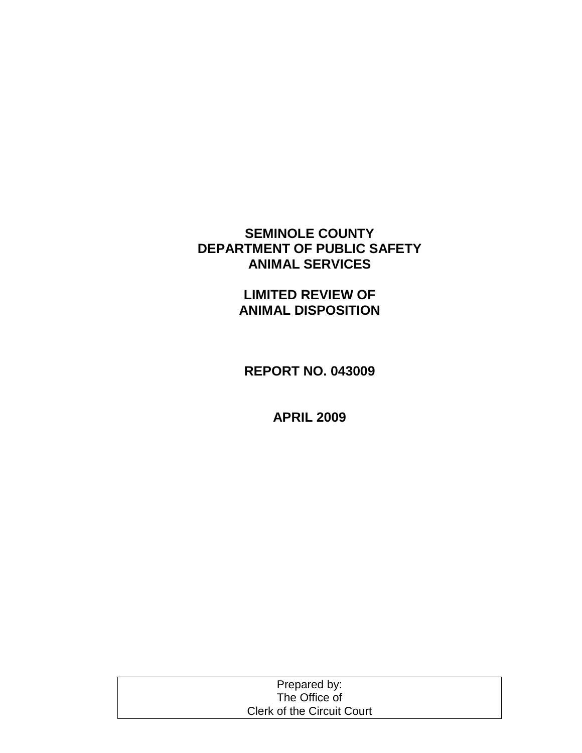# SEMINOLE COUNTY
# DEPARTMENT OF PUBLIC SAFETY
# ANIMAL SERVICES

## LIMITED REVIEW OF
## ANIMAL DISPOSITION

**REPORT NO. 043009**

**APRIL 2009**

Prepared by:
The Office of
Clerk of the Circuit Court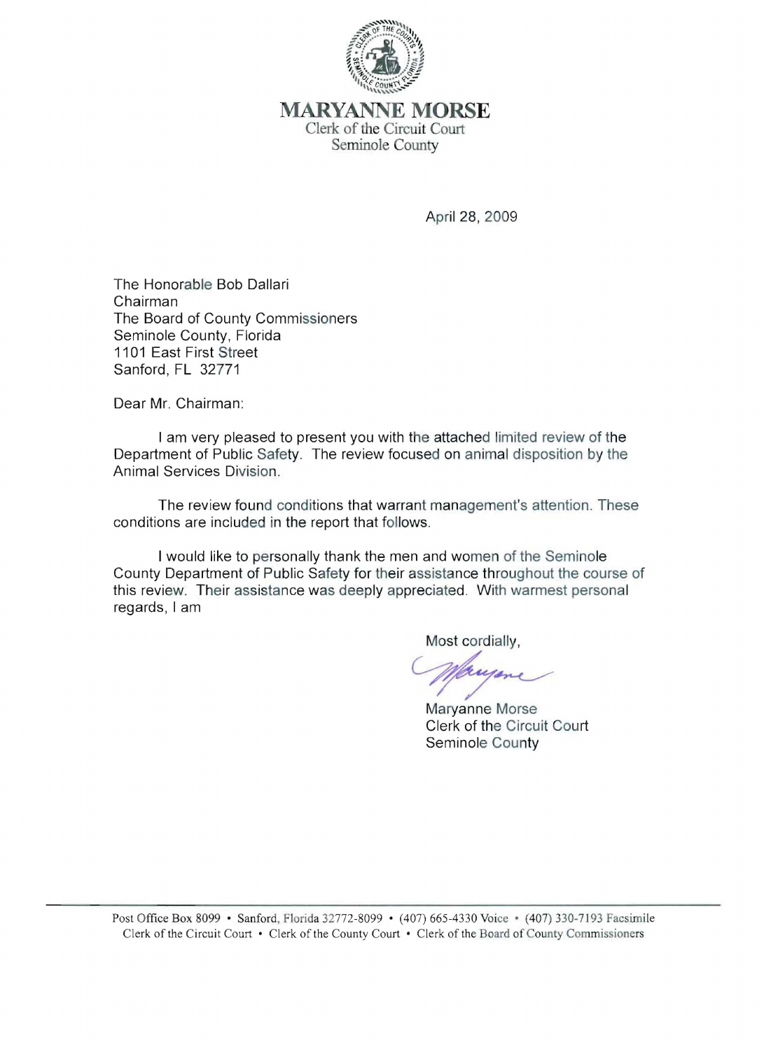# MARYANNE MORSE

Clerk of the Circuit Court
Seminole County

April 28, 2009

The Honorable Bob Dallari
Chairman
The Board of County Commissioners
Seminole County, Florida
1101 East First Street
Sanford, FL 32771

Dear Mr. Chairman:

I am very pleased to present you with the attached limited review of the Department of Public Safety. The review focused on animal disposition by the Animal Services Division.

The review found conditions that warrant management's attention. These conditions are included in the report that follows.

I would like to personally thank the men and women of the Seminole County Department of Public Safety for their assistance throughout the course of this review. Their assistance was deeply appreciated. With warmest personal regards, I am

Most cordially,

Maryanne Morse
Clerk of the Circuit Court
Seminole County

Post Office Box 8099 • Sanford, Florida 32772-8099 • (407) 665-4330 Voice • (407) 330-7193 Facsimile
Clerk of the Circuit Court • Clerk of the County Court • Clerk of the Board of County Commissioners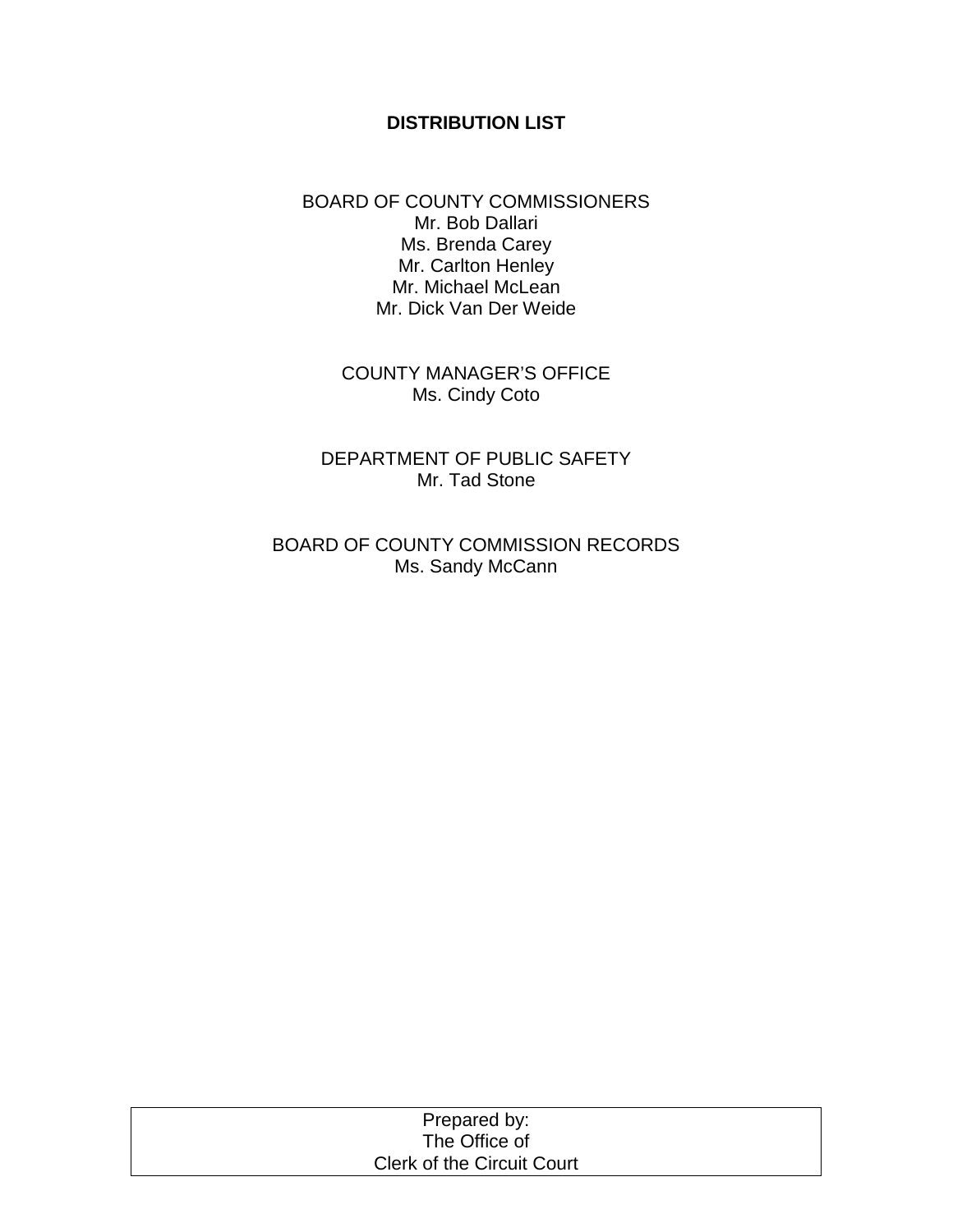**DISTRIBUTION LIST**

BOARD OF COUNTY COMMISSIONERS
Mr. Bob Dallari
Ms. Brenda Carey
Mr. Carlton Henley
Mr. Michael McLean
Mr. Dick Van Der Weide

COUNTY MANAGER'S OFFICE
Ms. Cindy Coto

DEPARTMENT OF PUBLIC SAFETY
Mr. Tad Stone

BOARD OF COUNTY COMMISSION RECORDS
Ms. Sandy McCann

| Prepared by:<br>The Office of<br>Clerk of the Circuit Court |
|---|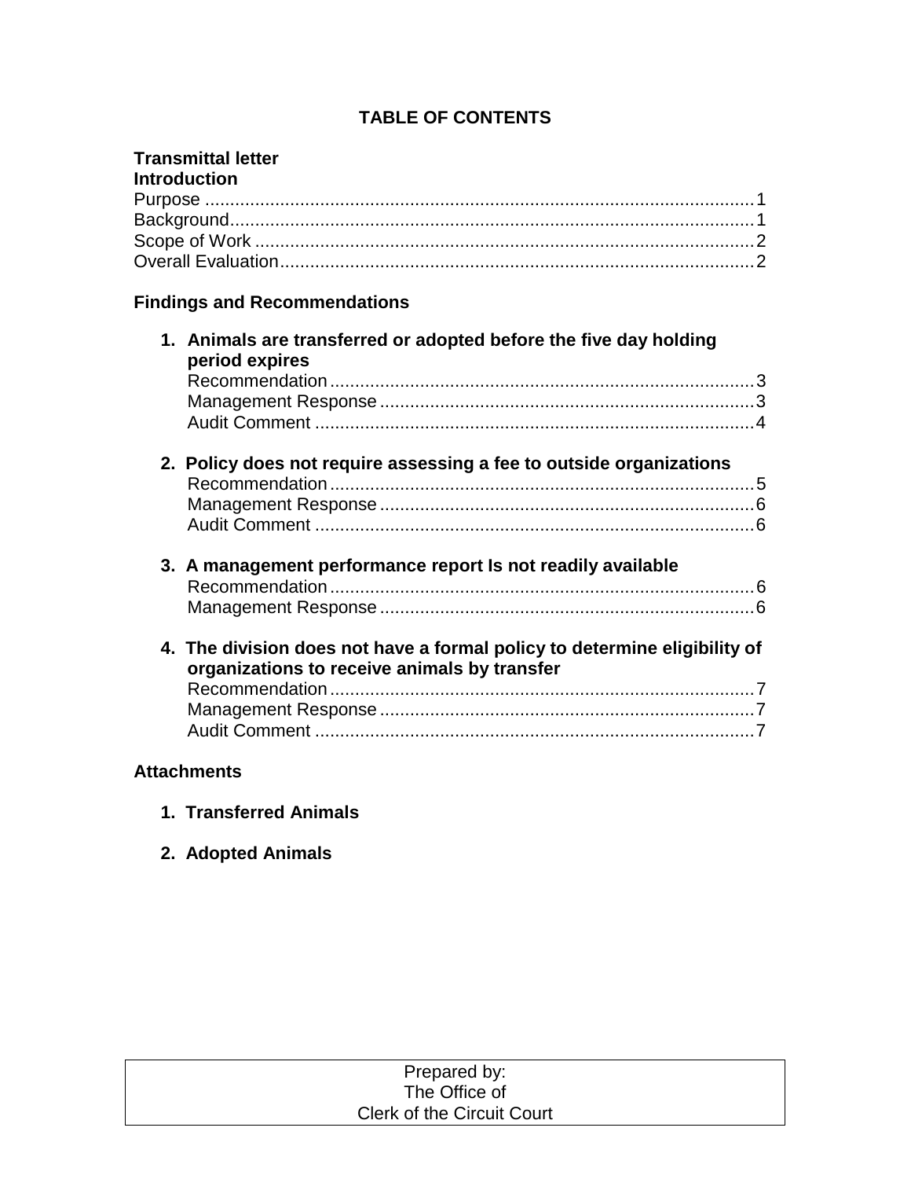# TABLE OF CONTENTS

**Transmittal letter**

**Introduction**

Purpose ....................................................................................................... 1
Background.................................................................................................. 1
Scope of Work ............................................................................................. 2
Overall Evaluation......................................................................................... 2

**Findings and Recommendations**

1. **Animals are transferred or adopted before the five day holding period expires**
   Recommendation ........................................................................... 3
   Management Response ................................................................. 3
   Audit Comment .............................................................................. 4

2. **Policy does not require assessing a fee to outside organizations**
   Recommendation ........................................................................... 5
   Management Response ................................................................. 6
   Audit Comment .............................................................................. 6

3. **A management performance report Is not readily available**
   Recommendation ........................................................................... 6
   Management Response ................................................................. 6

4. **The division does not have a formal policy to determine eligibility of organizations to receive animals by transfer**
   Recommendation ........................................................................... 7
   Management Response ................................................................. 7
   Audit Comment .............................................................................. 7

**Attachments**

1. **Transferred Animals**

2. **Adopted Animals**

Prepared by:
The Office of
Clerk of the Circuit Court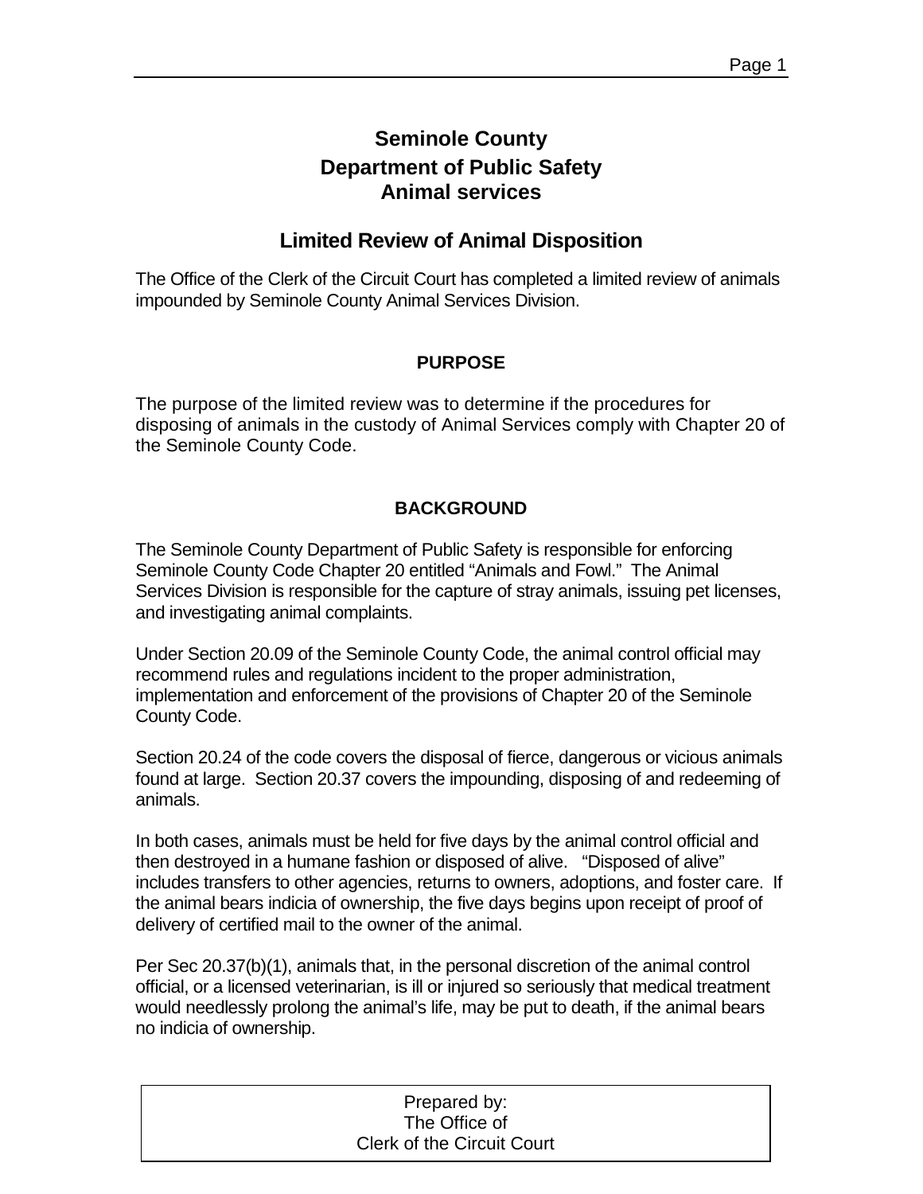# Seminole County
## Department of Public Safety
## Animal services

## Limited Review of Animal Disposition

The Office of the Clerk of the Circuit Court has completed a limited review of animals impounded by Seminole County Animal Services Division.

### PURPOSE

The purpose of the limited review was to determine if the procedures for disposing of animals in the custody of Animal Services comply with Chapter 20 of the Seminole County Code.

### BACKGROUND

The Seminole County Department of Public Safety is responsible for enforcing Seminole County Code Chapter 20 entitled "Animals and Fowl." The Animal Services Division is responsible for the capture of stray animals, issuing pet licenses, and investigating animal complaints.

Under Section 20.09 of the Seminole County Code, the animal control official may recommend rules and regulations incident to the proper administration, implementation and enforcement of the provisions of Chapter 20 of the Seminole County Code.

Section 20.24 of the code covers the disposal of fierce, dangerous or vicious animals found at large. Section 20.37 covers the impounding, disposing of and redeeming of animals.

In both cases, animals must be held for five days by the animal control official and then destroyed in a humane fashion or disposed of alive. "Disposed of alive" includes transfers to other agencies, returns to owners, adoptions, and foster care. If the animal bears indicia of ownership, the five days begins upon receipt of proof of delivery of certified mail to the owner of the animal.

Per Sec 20.37(b)(1), animals that, in the personal discretion of the animal control official, or a licensed veterinarian, is ill or injured so seriously that medical treatment would needlessly prolong the animal's life, may be put to death, if the animal bears no indicia of ownership.

Prepared by:
The Office of
Clerk of the Circuit Court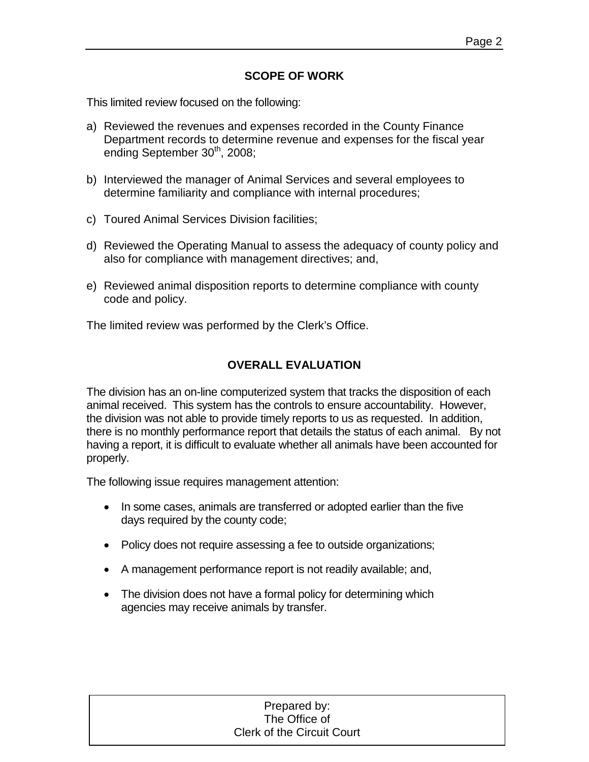## SCOPE OF WORK

This limited review focused on the following:

a) Reviewed the revenues and expenses recorded in the County Finance Department records to determine revenue and expenses for the fiscal year ending September 30th, 2008;

b) Interviewed the manager of Animal Services and several employees to determine familiarity and compliance with internal procedures;

c) Toured Animal Services Division facilities;

d) Reviewed the Operating Manual to assess the adequacy of county policy and also for compliance with management directives; and,

e) Reviewed animal disposition reports to determine compliance with county code and policy.

The limited review was performed by the Clerk's Office.

## OVERALL EVALUATION

The division has an on-line computerized system that tracks the disposition of each animal received. This system has the controls to ensure accountability. However, the division was not able to provide timely reports to us as requested. In addition, there is no monthly performance report that details the status of each animal. By not having a report, it is difficult to evaluate whether all animals have been accounted for properly.

The following issue requires management attention:

- In some cases, animals are transferred or adopted earlier than the five days required by the county code;
- Policy does not require assessing a fee to outside organizations;
- A management performance report is not readily available; and,
- The division does not have a formal policy for determining which agencies may receive animals by transfer.

Prepared by:
The Office of
Clerk of the Circuit Court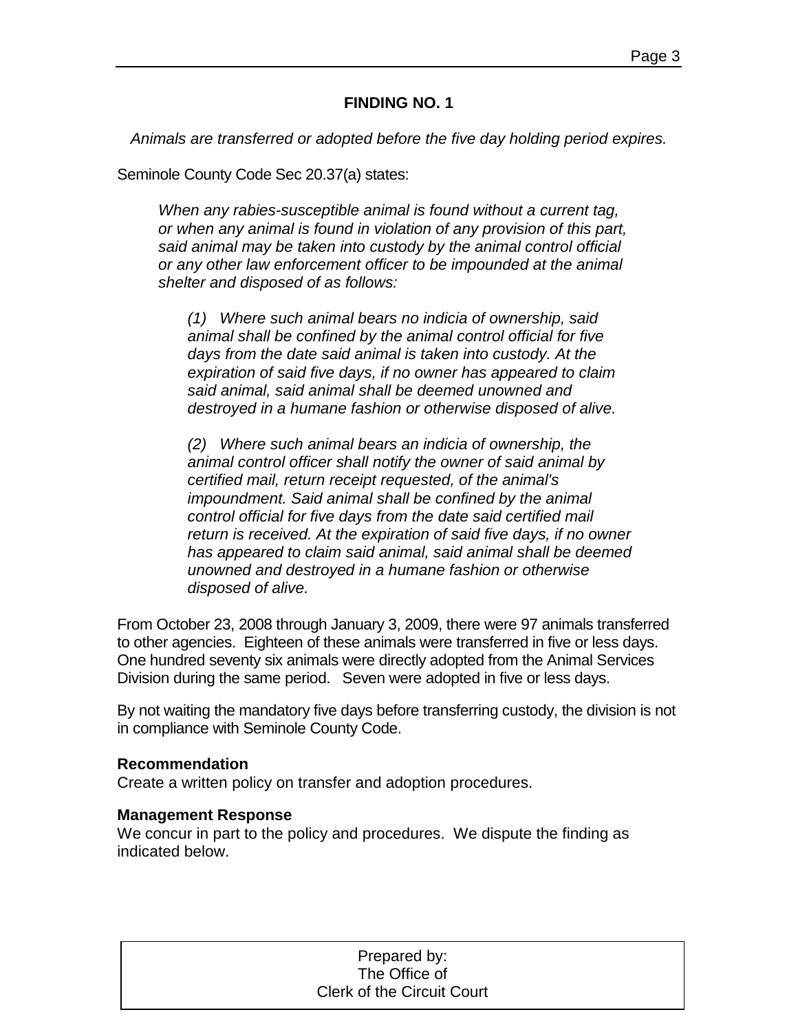## FINDING NO. 1

*Animals are transferred or adopted before the five day holding period expires.*

Seminole County Code Sec 20.37(a) states:

> *When any rabies-susceptible animal is found without a current tag, or when any animal is found in violation of any provision of this part, said animal may be taken into custody by the animal control official or any other law enforcement officer to be impounded at the animal shelter and disposed of as follows:*
>
> > *(1) Where such animal bears no indicia of ownership, said animal shall be confined by the animal control official for five days from the date said animal is taken into custody. At the expiration of said five days, if no owner has appeared to claim said animal, said animal shall be deemed unowned and destroyed in a humane fashion or otherwise disposed of alive.*
> >
> > *(2) Where such animal bears an indicia of ownership, the animal control officer shall notify the owner of said animal by certified mail, return receipt requested, of the animal's impoundment. Said animal shall be confined by the animal control official for five days from the date said certified mail return is received. At the expiration of said five days, if no owner has appeared to claim said animal, said animal shall be deemed unowned and destroyed in a humane fashion or otherwise disposed of alive.*

From October 23, 2008 through January 3, 2009, there were 97 animals transferred to other agencies. Eighteen of these animals were transferred in five or less days. One hundred seventy six animals were directly adopted from the Animal Services Division during the same period. Seven were adopted in five or less days.

By not waiting the mandatory five days before transferring custody, the division is not in compliance with Seminole County Code.

**Recommendation**
Create a written policy on transfer and adoption procedures.

**Management Response**
We concur in part to the policy and procedures. We dispute the finding as indicated below.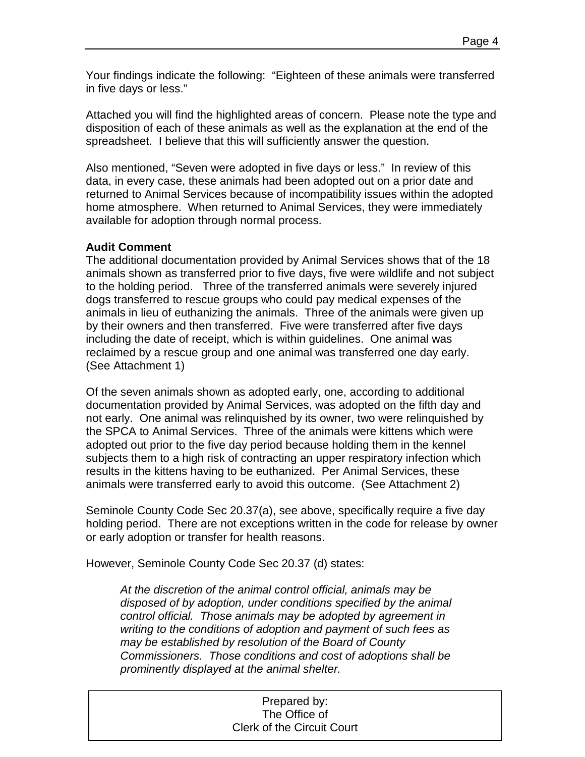Your findings indicate the following: "Eighteen of these animals were transferred in five days or less."

Attached you will find the highlighted areas of concern. Please note the type and disposition of each of these animals as well as the explanation at the end of the spreadsheet. I believe that this will sufficiently answer the question.

Also mentioned, "Seven were adopted in five days or less." In review of this data, in every case, these animals had been adopted out on a prior date and returned to Animal Services because of incompatibility issues within the adopted home atmosphere. When returned to Animal Services, they were immediately available for adoption through normal process.

**Audit Comment**

The additional documentation provided by Animal Services shows that of the 18 animals shown as transferred prior to five days, five were wildlife and not subject to the holding period. Three of the transferred animals were severely injured dogs transferred to rescue groups who could pay medical expenses of the animals in lieu of euthanizing the animals. Three of the animals were given up by their owners and then transferred. Five were transferred after five days including the date of receipt, which is within guidelines. One animal was reclaimed by a rescue group and one animal was transferred one day early. (See Attachment 1)

Of the seven animals shown as adopted early, one, according to additional documentation provided by Animal Services, was adopted on the fifth day and not early. One animal was relinquished by its owner, two were relinquished by the SPCA to Animal Services. Three of the animals were kittens which were adopted out prior to the five day period because holding them in the kennel subjects them to a high risk of contracting an upper respiratory infection which results in the kittens having to be euthanized. Per Animal Services, these animals were transferred early to avoid this outcome. (See Attachment 2)

Seminole County Code Sec 20.37(a), see above, specifically require a five day holding period. There are not exceptions written in the code for release by owner or early adoption or transfer for health reasons.

However, Seminole County Code Sec 20.37 (d) states:

> *At the discretion of the animal control official, animals may be disposed of by adoption, under conditions specified by the animal control official. Those animals may be adopted by agreement in writing to the conditions of adoption and payment of such fees as may be established by resolution of the Board of County Commissioners. Those conditions and cost of adoptions shall be prominently displayed at the animal shelter.*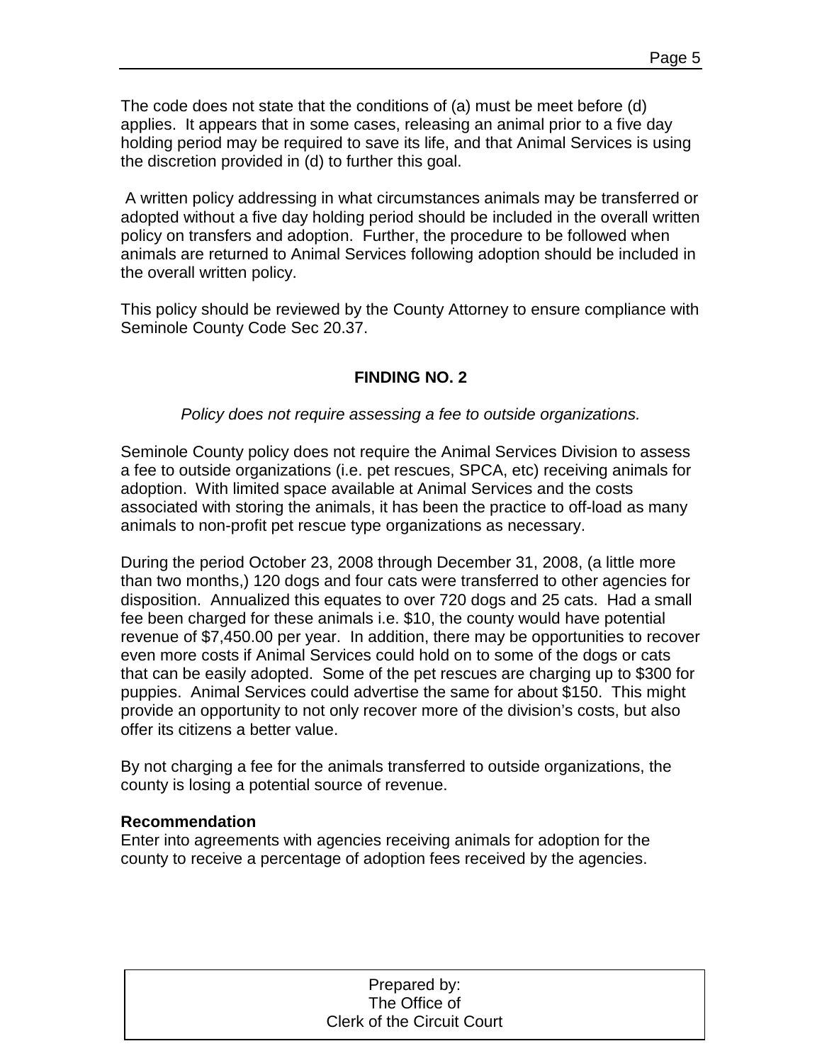The code does not state that the conditions of (a) must be meet before (d) applies. It appears that in some cases, releasing an animal prior to a five day holding period may be required to save its life, and that Animal Services is using the discretion provided in (d) to further this goal.

A written policy addressing in what circumstances animals may be transferred or adopted without a five day holding period should be included in the overall written policy on transfers and adoption. Further, the procedure to be followed when animals are returned to Animal Services following adoption should be included in the overall written policy.

This policy should be reviewed by the County Attorney to ensure compliance with Seminole County Code Sec 20.37.

## FINDING NO. 2

*Policy does not require assessing a fee to outside organizations.*

Seminole County policy does not require the Animal Services Division to assess a fee to outside organizations (i.e. pet rescues, SPCA, etc) receiving animals for adoption. With limited space available at Animal Services and the costs associated with storing the animals, it has been the practice to off-load as many animals to non-profit pet rescue type organizations as necessary.

During the period October 23, 2008 through December 31, 2008, (a little more than two months,) 120 dogs and four cats were transferred to other agencies for disposition. Annualized this equates to over 720 dogs and 25 cats. Had a small fee been charged for these animals i.e. $10, the county would have potential revenue of $7,450.00 per year. In addition, there may be opportunities to recover even more costs if Animal Services could hold on to some of the dogs or cats that can be easily adopted. Some of the pet rescues are charging up to $300 for puppies. Animal Services could advertise the same for about $150. This might provide an opportunity to not only recover more of the division's costs, but also offer its citizens a better value.

By not charging a fee for the animals transferred to outside organizations, the county is losing a potential source of revenue.

**Recommendation**
Enter into agreements with agencies receiving animals for adoption for the county to receive a percentage of adoption fees received by the agencies.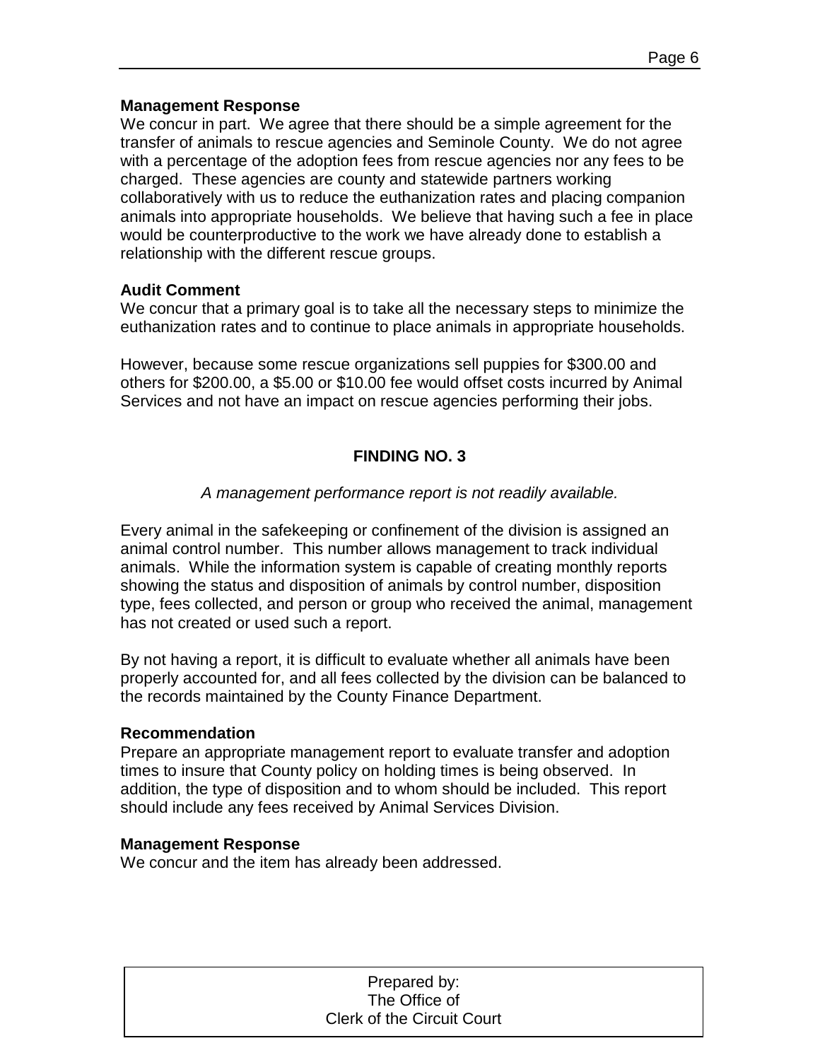**Management Response**
We concur in part. We agree that there should be a simple agreement for the transfer of animals to rescue agencies and Seminole County. We do not agree with a percentage of the adoption fees from rescue agencies nor any fees to be charged. These agencies are county and statewide partners working collaboratively with us to reduce the euthanization rates and placing companion animals into appropriate households. We believe that having such a fee in place would be counterproductive to the work we have already done to establish a relationship with the different rescue groups.

**Audit Comment**
We concur that a primary goal is to take all the necessary steps to minimize the euthanization rates and to continue to place animals in appropriate households.

However, because some rescue organizations sell puppies for $300.00 and others for $200.00, a $5.00 or $10.00 fee would offset costs incurred by Animal Services and not have an impact on rescue agencies performing their jobs.

## FINDING NO. 3

*A management performance report is not readily available.*

Every animal in the safekeeping or confinement of the division is assigned an animal control number. This number allows management to track individual animals. While the information system is capable of creating monthly reports showing the status and disposition of animals by control number, disposition type, fees collected, and person or group who received the animal, management has not created or used such a report.

By not having a report, it is difficult to evaluate whether all animals have been properly accounted for, and all fees collected by the division can be balanced to the records maintained by the County Finance Department.

**Recommendation**
Prepare an appropriate management report to evaluate transfer and adoption times to insure that County policy on holding times is being observed. In addition, the type of disposition and to whom should be included. This report should include any fees received by Animal Services Division.

**Management Response**
We concur and the item has already been addressed.

Prepared by:
The Office of
Clerk of the Circuit Court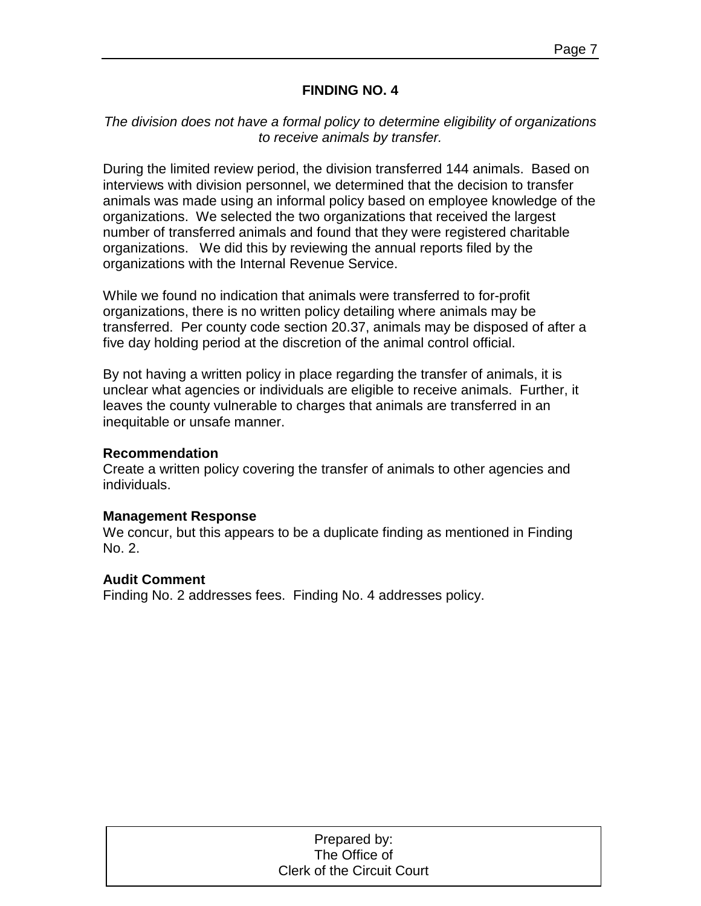## FINDING NO. 4

*The division does not have a formal policy to determine eligibility of organizations to receive animals by transfer.*

During the limited review period, the division transferred 144 animals. Based on interviews with division personnel, we determined that the decision to transfer animals was made using an informal policy based on employee knowledge of the organizations. We selected the two organizations that received the largest number of transferred animals and found that they were registered charitable organizations. We did this by reviewing the annual reports filed by the organizations with the Internal Revenue Service.

While we found no indication that animals were transferred to for-profit organizations, there is no written policy detailing where animals may be transferred. Per county code section 20.37, animals may be disposed of after a five day holding period at the discretion of the animal control official.

By not having a written policy in place regarding the transfer of animals, it is unclear what agencies or individuals are eligible to receive animals. Further, it leaves the county vulnerable to charges that animals are transferred in an inequitable or unsafe manner.

**Recommendation**
Create a written policy covering the transfer of animals to other agencies and individuals.

**Management Response**
We concur, but this appears to be a duplicate finding as mentioned in Finding No. 2.

**Audit Comment**
Finding No. 2 addresses fees. Finding No. 4 addresses policy.

Prepared by:
The Office of
Clerk of the Circuit Court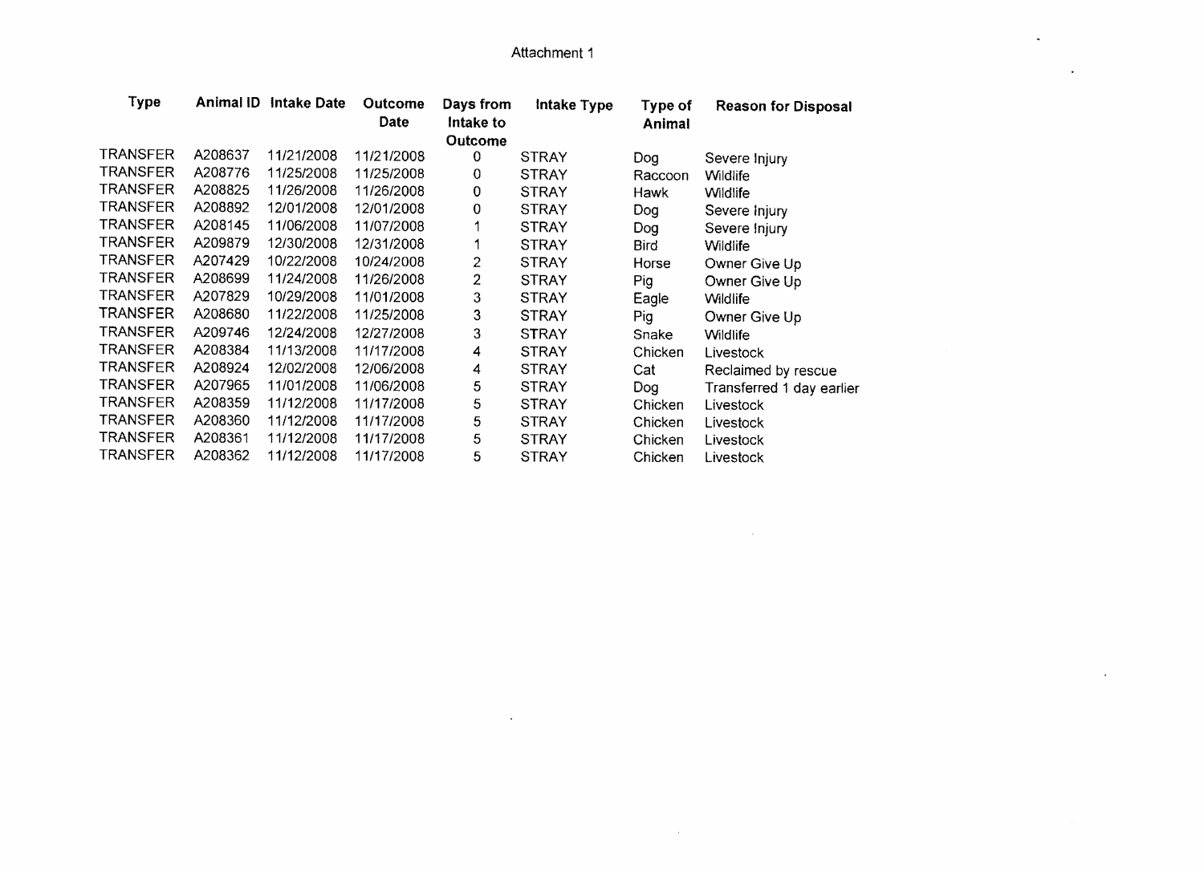Attachment 1

| Type | Animal ID | Intake Date | Outcome Date | Days from Intake to Outcome | Intake Type | Type of Animal | Reason for Disposal |
|---|---|---|---|---|---|---|---|
| TRANSFER | A208637 | 11/21/2008 | 11/21/2008 | 0 | STRAY | Dog | Severe Injury |
| TRANSFER | A208776 | 11/25/2008 | 11/25/2008 | 0 | STRAY | Raccoon | Wildlife |
| TRANSFER | A208825 | 11/26/2008 | 11/26/2008 | 0 | STRAY | Hawk | Wildlife |
| TRANSFER | A208892 | 12/01/2008 | 12/01/2008 | 0 | STRAY | Dog | Severe Injury |
| TRANSFER | A208145 | 11/06/2008 | 11/07/2008 | 1 | STRAY | Dog | Severe Injury |
| TRANSFER | A209879 | 12/30/2008 | 12/31/2008 | 1 | STRAY | Bird | Wildlife |
| TRANSFER | A207429 | 10/22/2008 | 10/24/2008 | 2 | STRAY | Horse | Owner Give Up |
| TRANSFER | A208699 | 11/24/2008 | 11/26/2008 | 2 | STRAY | Pig | Owner Give Up |
| TRANSFER | A207829 | 10/29/2008 | 11/01/2008 | 3 | STRAY | Eagle | Wildlife |
| TRANSFER | A208680 | 11/22/2008 | 11/25/2008 | 3 | STRAY | Pig | Owner Give Up |
| TRANSFER | A209746 | 12/24/2008 | 12/27/2008 | 3 | STRAY | Snake | Wildlife |
| TRANSFER | A208384 | 11/13/2008 | 11/17/2008 | 4 | STRAY | Chicken | Livestock |
| TRANSFER | A208924 | 12/02/2008 | 12/06/2008 | 4 | STRAY | Cat | Reclaimed by rescue |
| TRANSFER | A207965 | 11/01/2008 | 11/06/2008 | 5 | STRAY | Dog | Transferred 1 day earlier |
| TRANSFER | A208359 | 11/12/2008 | 11/17/2008 | 5 | STRAY | Chicken | Livestock |
| TRANSFER | A208360 | 11/12/2008 | 11/17/2008 | 5 | STRAY | Chicken | Livestock |
| TRANSFER | A208361 | 11/12/2008 | 11/17/2008 | 5 | STRAY | Chicken | Livestock |
| TRANSFER | A208362 | 11/12/2008 | 11/17/2008 | 5 | STRAY | Chicken | Livestock |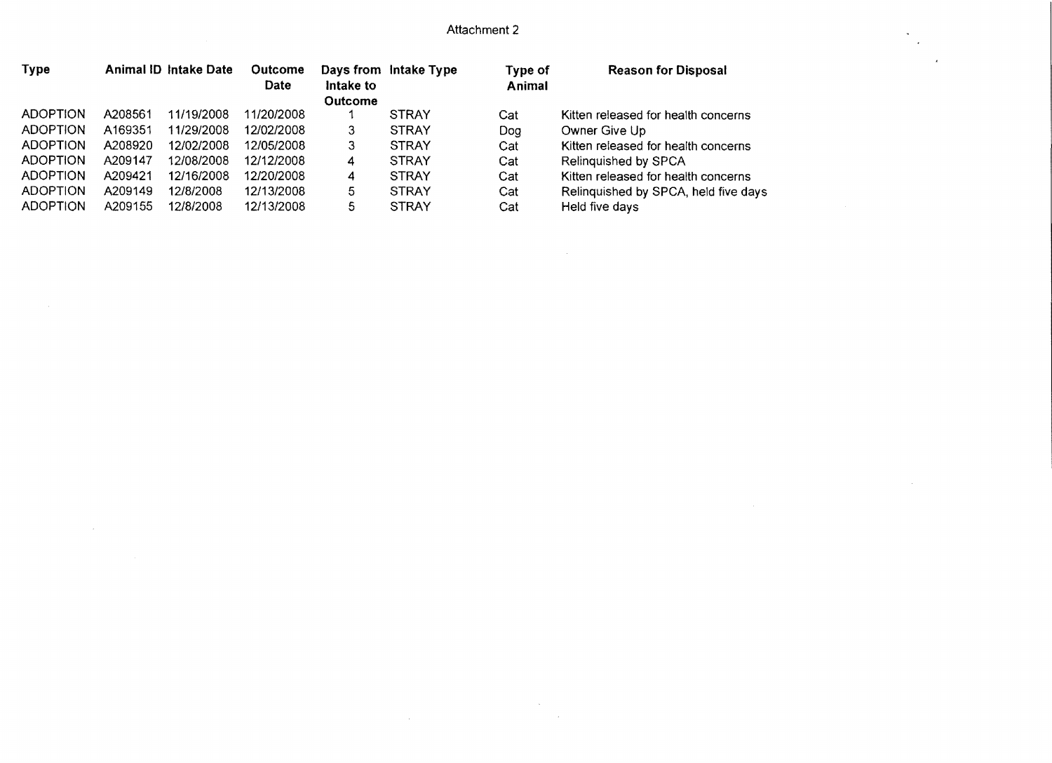Attachment 2

| Type | Animal ID | Intake Date | Outcome Date | Days from Intake to Outcome | Intake Type | Type of Animal | Reason for Disposal |
|---|---|---|---|---|---|---|---|
| ADOPTION | A208561 | 11/19/2008 | 11/20/2008 | 1 | STRAY | Cat | Kitten released for health concerns |
| ADOPTION | A169351 | 11/29/2008 | 12/02/2008 | 3 | STRAY | Dog | Owner Give Up |
| ADOPTION | A208920 | 12/02/2008 | 12/05/2008 | 3 | STRAY | Cat | Kitten released for health concerns |
| ADOPTION | A209147 | 12/08/2008 | 12/12/2008 | 4 | STRAY | Cat | Relinquished by SPCA |
| ADOPTION | A209421 | 12/16/2008 | 12/20/2008 | 4 | STRAY | Cat | Kitten released for health concerns |
| ADOPTION | A209149 | 12/8/2008 | 12/13/2008 | 5 | STRAY | Cat | Relinquished by SPCA, held five days |
| ADOPTION | A209155 | 12/8/2008 | 12/13/2008 | 5 | STRAY | Cat | Held five days |